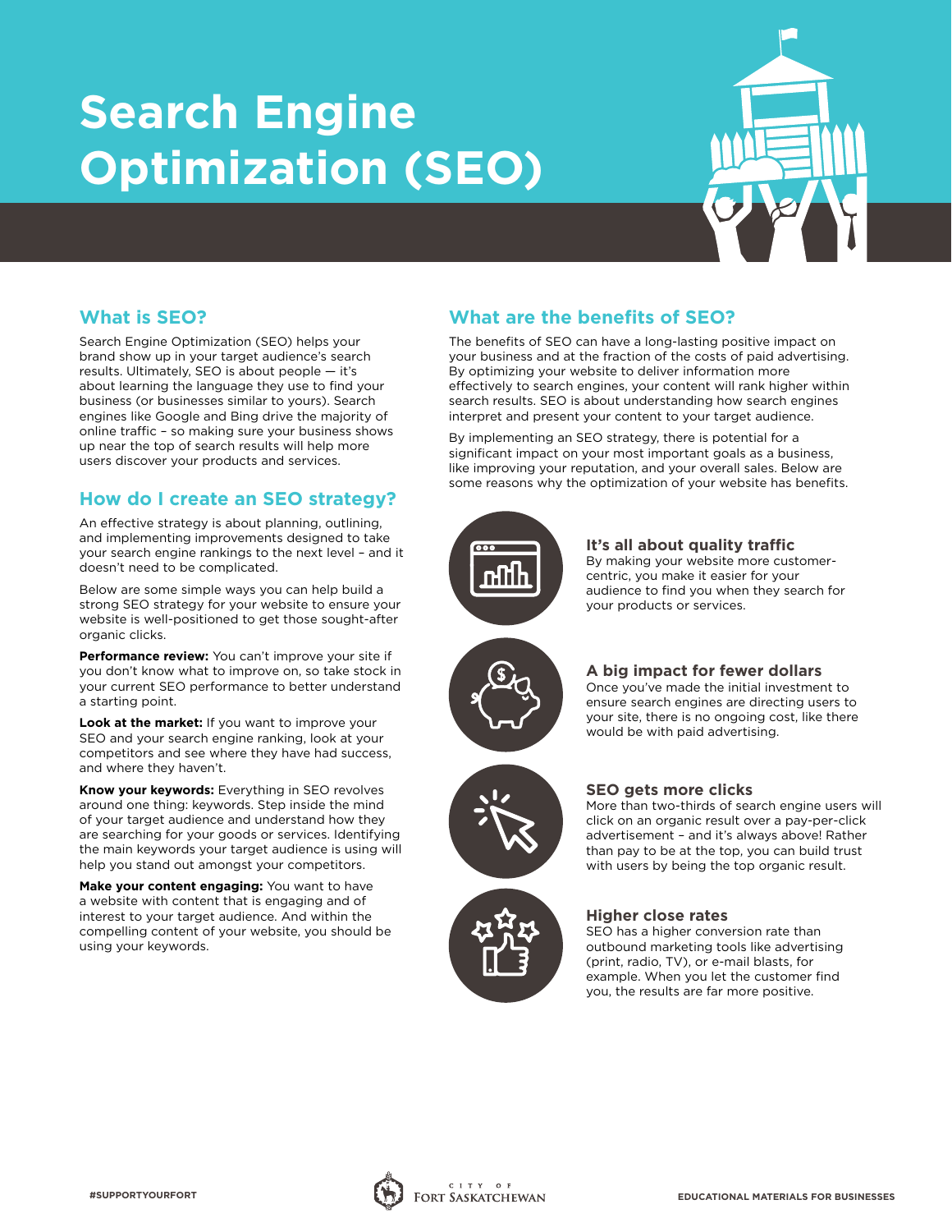# Search Engine Optimization (SEO)

## What is SEO?

Search Engine Optimization (SEO) helps your brand show up in your target audience's search results. Ultimately, SEO is about people — it's about learning the language they use to find your business (or businesses similar to yours). Search engines like Google and Bing drive the majority of online traffic – so making sure your business shows up near the top of search results will help more users discover your products and services.

## How do I create an SEO strategy?

An effective strategy is about planning, outlining, and implementing improvements designed to take your search engine rankings to the next level – and it doesn't need to be complicated.

Below are some simple ways you can help build a strong SEO strategy for your website to ensure your website is well-positioned to get those sought-after organic clicks.

**Performance review:** You can't improve your site if you don't know what to improve on, so take stock in your current SEO performance to better understand a starting point.

**Look at the market:** If you want to improve your SEO and your search engine ranking, look at your competitors and see where they have had success, and where they haven't.

**Know your keywords:** Everything in SEO revolves around one thing: keywords. Step inside the mind of your target audience and understand how they are searching for your goods or services. Identifying the main keywords your target audience is using will help you stand out amongst your competitors.

**Make your content engaging:** You want to have a website with content that is engaging and of interest to your target audience. And within the compelling content of your website, you should be using your keywords.

## What are the benefits of SEO?

The benefits of SEO can have a long-lasting positive impact on your business and at the fraction of the costs of paid advertising. By optimizing your website to deliver information more effectively to search engines, your content will rank higher within search results. SEO is about understanding how search engines interpret and present your content to your target audience.

By implementing an SEO strategy, there is potential for a significant impact on your most important goals as a business, like improving your reputation, and your overall sales. Below are some reasons why the optimization of your website has benefits.

### It's all about quality traffic

By making your website more customer-centric, you make it easier for your audience to find you when they search for your products or services.

### A big impact for fewer dollars

Once you've made the initial investment to ensure search engines are directing users to your site, there is no ongoing cost, like there would be with paid advertising.

### SEO gets more clicks

More than two-thirds of search engine users will click on an organic result over a pay-per-click advertisement – and it's always above! Rather than pay to be at the top, you can build trust with users by being the top organic result.

### Higher close rates

SEO has a higher conversion rate than outbound marketing tools like advertising (print, radio, TV), or e-mail blasts, for example. When you let the customer find you, the results are far more positive.

#SUPPORTYOURFORT

City of Fort Saskatchewan

EDUCATIONAL MATERIALS FOR BUSINESSES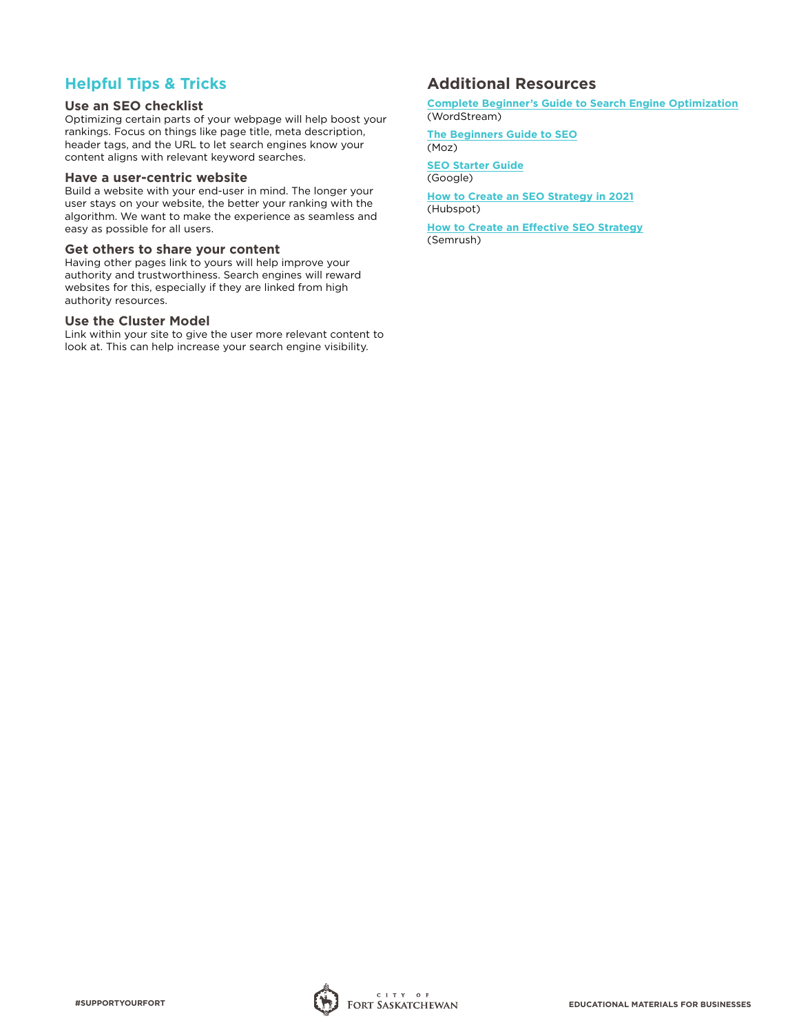## Helpful Tips & Tricks

### Use an SEO checklist

Optimizing certain parts of your webpage will help boost your rankings. Focus on things like page title, meta description, header tags, and the URL to let search engines know your content aligns with relevant keyword searches.

### Have a user-centric website

Build a website with your end-user in mind. The longer your user stays on your website, the better your ranking with the algorithm. We want to make the experience as seamless and easy as possible for all users.

### Get others to share your content

Having other pages link to yours will help improve your authority and trustworthiness. Search engines will reward websites for this, especially if they are linked from high authority resources.

### Use the Cluster Model

Link within your site to give the user more relevant content to look at. This can help increase your search engine visibility.

## Additional Resources

**Complete Beginner's Guide to Search Engine Optimization**
(WordStream)

**The Beginners Guide to SEO**
(Moz)

**SEO Starter Guide**
(Google)

**How to Create an SEO Strategy in 2021**
(Hubspot)

**How to Create an Effective SEO Strategy**
(Semrush)